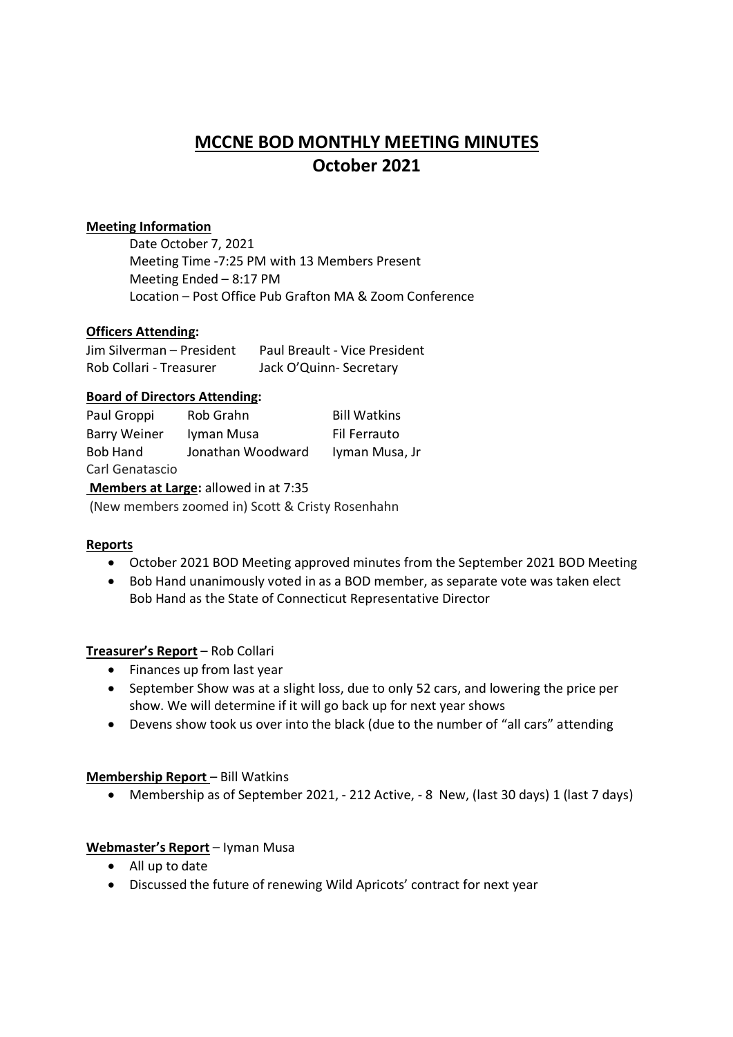# MCCNE BOD MONTHLY MEETING MINUTES

## October 2021

**Meeting Information**

Date October 7, 2021
Meeting Time -7:25 PM with 13 Members Present
Meeting Ended – 8:17 PM
Location – Post Office Pub Grafton MA & Zoom Conference

**Officers Attending:**

| | |
|---|---|
| Jim Silverman – President | Paul Breault - Vice President |
| Rob Collari - Treasurer | Jack O'Quinn- Secretary |

**Board of Directors Attending:**

| | | |
|---|---|---|
| Paul Groppi | Rob Grahn | Bill Watkins |
| Barry Weiner | Iyman Musa | Fil Ferrauto |
| Bob Hand | Jonathan Woodward | Iyman Musa, Jr |
| Carl Genatascio | | |

**Members at Large:** allowed in at 7:35

(New members zoomed in) Scott & Cristy Rosenhahn

**Reports**

- October 2021 BOD Meeting approved minutes from the September 2021 BOD Meeting
- Bob Hand unanimously voted in as a BOD member, as separate vote was taken elect Bob Hand as the State of Connecticut Representative Director

**Treasurer's Report** – Rob Collari

- Finances up from last year
- September Show was at a slight loss, due to only 52 cars, and lowering the price per show. We will determine if it will go back up for next year shows
- Devens show took us over into the black (due to the number of "all cars" attending

**Membership Report** – Bill Watkins

- Membership as of September 2021, - 212 Active, - 8 New, (last 30 days) 1 (last 7 days)

**Webmaster's Report** – Iyman Musa

- All up to date
- Discussed the future of renewing Wild Apricots' contract for next year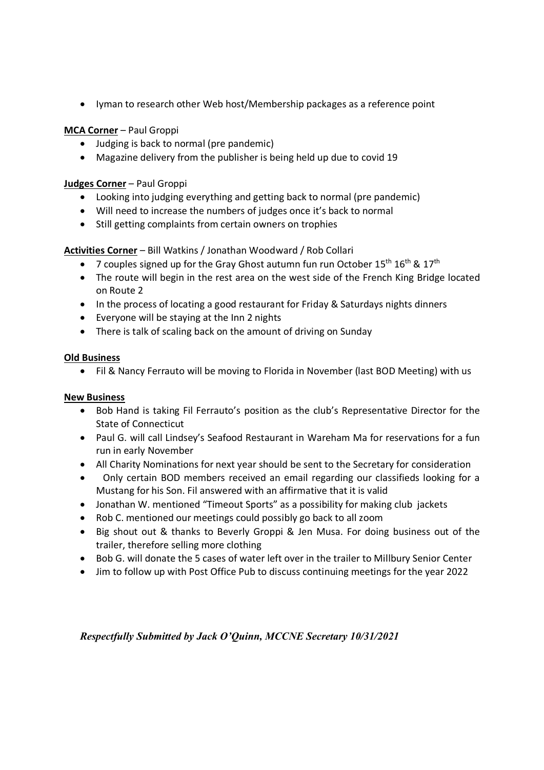- Iyman to research other Web host/Membership packages as a reference point

**MCA Corner** – Paul Groppi

- Judging is back to normal (pre pandemic)
- Magazine delivery from the publisher is being held up due to covid 19

**Judges Corner** – Paul Groppi

- Looking into judging everything and getting back to normal (pre pandemic)
- Will need to increase the numbers of judges once it's back to normal
- Still getting complaints from certain owners on trophies

**Activities Corner** – Bill Watkins / Jonathan Woodward / Rob Collari

- 7 couples signed up for the Gray Ghost autumn fun run October 15th 16th & 17th
- The route will begin in the rest area on the west side of the French King Bridge located on Route 2
- In the process of locating a good restaurant for Friday & Saturdays nights dinners
- Everyone will be staying at the Inn 2 nights
- There is talk of scaling back on the amount of driving on Sunday

**Old Business**

- Fil & Nancy Ferrauto will be moving to Florida in November (last BOD Meeting) with us

**New Business**

- Bob Hand is taking Fil Ferrauto's position as the club's Representative Director for the State of Connecticut
- Paul G. will call Lindsey's Seafood Restaurant in Wareham Ma for reservations for a fun run in early November
- All Charity Nominations for next year should be sent to the Secretary for consideration
- Only certain BOD members received an email regarding our classifieds looking for a Mustang for his Son. Fil answered with an affirmative that it is valid
- Jonathan W. mentioned "Timeout Sports" as a possibility for making club jackets
- Rob C. mentioned our meetings could possibly go back to all zoom
- Big shout out & thanks to Beverly Groppi & Jen Musa. For doing business out of the trailer, therefore selling more clothing
- Bob G. will donate the 5 cases of water left over in the trailer to Millbury Senior Center
- Jim to follow up with Post Office Pub to discuss continuing meetings for the year 2022

***Respectfully Submitted by Jack O'Quinn, MCCNE Secretary 10/31/2021***